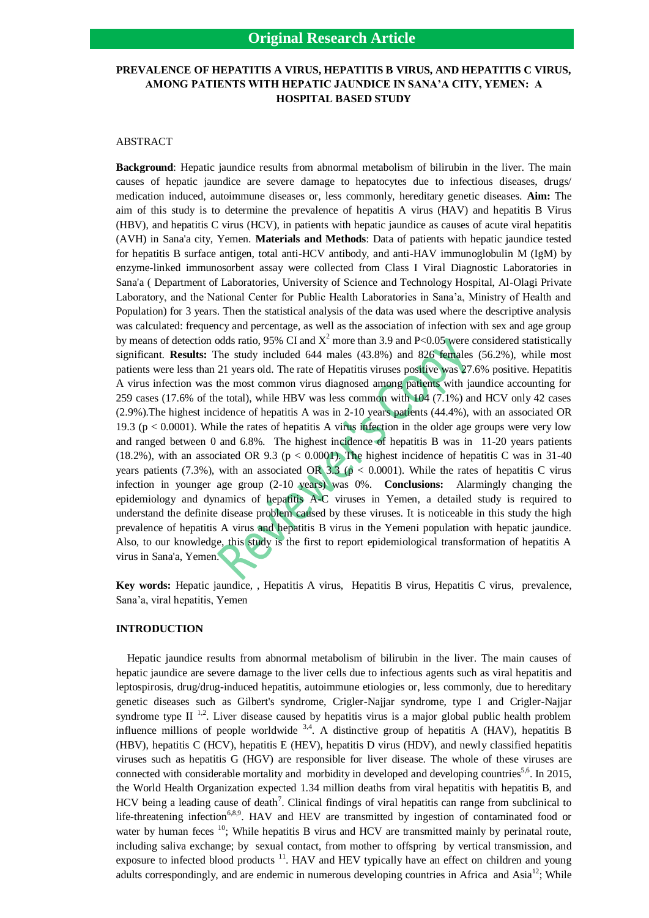**Original Research Article**

# PREVALENCE OF HEPATITIS A VIRUS, HEPATITIS B VIRUS, AND HEPATITIS C VIRUS, AMONG PATIENTS WITH HEPATIC JAUNDICE IN SANA'A CITY, YEMEN: A HOSPITAL BASED STUDY

## ABSTRACT

**Background**: Hepatic jaundice results from abnormal metabolism of bilirubin in the liver. The main causes of hepatic jaundice are severe damage to hepatocytes due to infectious diseases, drugs/ medication induced, autoimmune diseases or, less commonly, hereditary genetic diseases. **Aim:** The aim of this study is to determine the prevalence of hepatitis A virus (HAV) and hepatitis B Virus (HBV), and hepatitis C virus (HCV), in patients with hepatic jaundice as causes of acute viral hepatitis (AVH) in Sana'a city, Yemen. **Materials and Methods**: Data of patients with hepatic jaundice tested for hepatitis B surface antigen, total anti-HCV antibody, and anti-HAV immunoglobulin M (IgM) by enzyme-linked immunosorbent assay were collected from Class I Viral Diagnostic Laboratories in Sana'a ( Department of Laboratories, University of Science and Technology Hospital, Al-Olagi Private Laboratory, and the National Center for Public Health Laboratories in Sana'a, Ministry of Health and Population) for 3 years. Then the statistical analysis of the data was used where the descriptive analysis was calculated: frequency and percentage, as well as the association of infection with sex and age group by means of detection odds ratio, 95% CI and $X^2$ more than 3.9 and P<0.05 were considered statistically significant. **Results:** The study included 644 males (43.8%) and 826 females (56.2%), while most patients were less than 21 years old. The rate of Hepatitis viruses positive was 27.6% positive. Hepatitis A virus infection was the most common virus diagnosed among patients with jaundice accounting for 259 cases (17.6% of the total), while HBV was less common with 104 (7.1%) and HCV only 42 cases (2.9%).The highest incidence of hepatitis A was in 2-10 years patients (44.4%), with an associated OR 19.3 (p < 0.0001). While the rates of hepatitis A virus infection in the older age groups were very low and ranged between 0 and 6.8%. The highest incidence of hepatitis B was in 11-20 years patients (18.2%), with an associated OR 9.3 (p < 0.0001). The highest incidence of hepatitis C was in 31-40 years patients (7.3%), with an associated OR 3.3 (p < 0.0001). While the rates of hepatitis C virus infection in younger age group (2-10 years) was 0%. **Conclusions:** Alarmingly changing the epidemiology and dynamics of hepatitis A-C viruses in Yemen, a detailed study is required to understand the definite disease problem caused by these viruses. It is noticeable in this study the high prevalence of hepatitis A virus and hepatitis B virus in the Yemeni population with hepatic jaundice. Also, to our knowledge, this study is the first to report epidemiological transformation of hepatitis A virus in Sana'a, Yemen.

**Key words:** Hepatic jaundice, , Hepatitis A virus, Hepatitis B virus, Hepatitis C virus, prevalence, Sana'a, viral hepatitis, Yemen

## INTRODUCTION

Hepatic jaundice results from abnormal metabolism of bilirubin in the liver. The main causes of hepatic jaundice are severe damage to the liver cells due to infectious agents such as viral hepatitis and leptospirosis, drug/drug-induced hepatitis, autoimmune etiologies or, less commonly, due to hereditary genetic diseases such as Gilbert's syndrome, Crigler-Najjar syndrome, type I and Crigler-Najjar syndrome type II [1,2]. Liver disease caused by hepatitis virus is a major global public health problem influence millions of people worldwide [3,4]. A distinctive group of hepatitis A (HAV), hepatitis B (HBV), hepatitis C (HCV), hepatitis E (HEV), hepatitis D virus (HDV), and newly classified hepatitis viruses such as hepatitis G (HGV) are responsible for liver disease. The whole of these viruses are connected with considerable mortality and morbidity in developed and developing countries[5,6]. In 2015, the World Health Organization expected 1.34 million deaths from viral hepatitis with hepatitis B, and HCV being a leading cause of death[7]. Clinical findings of viral hepatitis can range from subclinical to life-threatening infection[6,8,9]. HAV and HEV are transmitted by ingestion of contaminated food or water by human feces [10]; While hepatitis B virus and HCV are transmitted mainly by perinatal route, including saliva exchange; by sexual contact, from mother to offspring by vertical transmission, and exposure to infected blood products [11]. HAV and HEV typically have an effect on children and young adults correspondingly, and are endemic in numerous developing countries in Africa and Asia[12]; While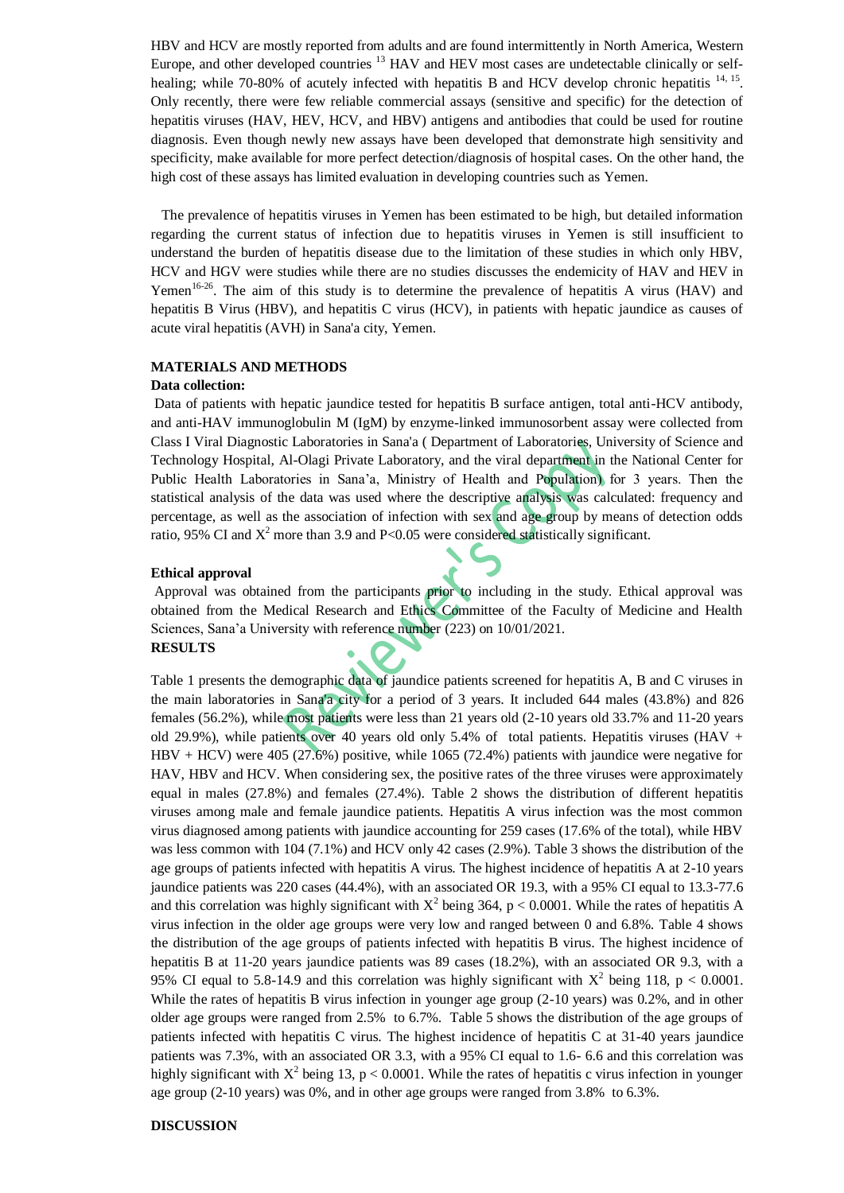HBV and HCV are mostly reported from adults and are found intermittently in North America, Western Europe, and other developed countries [13] HAV and HEV most cases are undetectable clinically or self-healing; while 70-80% of acutely infected with hepatitis B and HCV develop chronic hepatitis [14, 15]. Only recently, there were few reliable commercial assays (sensitive and specific) for the detection of hepatitis viruses (HAV, HEV, HCV, and HBV) antigens and antibodies that could be used for routine diagnosis. Even though newly new assays have been developed that demonstrate high sensitivity and specificity, make available for more perfect detection/diagnosis of hospital cases. On the other hand, the high cost of these assays has limited evaluation in developing countries such as Yemen.

The prevalence of hepatitis viruses in Yemen has been estimated to be high, but detailed information regarding the current status of infection due to hepatitis viruses in Yemen is still insufficient to understand the burden of hepatitis disease due to the limitation of these studies in which only HBV, HCV and HGV were studies while there are no studies discusses the endemicity of HAV and HEV in Yemen[16-26]. The aim of this study is to determine the prevalence of hepatitis A virus (HAV) and hepatitis B Virus (HBV), and hepatitis C virus (HCV), in patients with hepatic jaundice as causes of acute viral hepatitis (AVH) in Sana'a city, Yemen.

## MATERIALS AND METHODS

### Data collection:

Data of patients with hepatic jaundice tested for hepatitis B surface antigen, total anti-HCV antibody, and anti-HAV immunoglobulin M (IgM) by enzyme-linked immunosorbent assay were collected from Class I Viral Diagnostic Laboratories in Sana'a ( Department of Laboratories, University of Science and Technology Hospital, Al-Olagi Private Laboratory, and the viral department in the National Center for Public Health Laboratories in Sana'a, Ministry of Health and Population) for 3 years. Then the statistical analysis of the data was used where the descriptive analysis was calculated: frequency and percentage, as well as the association of infection with sex and age group by means of detection odds ratio, 95% CI and $X^2$ more than 3.9 and P<0.05 were considered statistically significant.

### Ethical approval

Approval was obtained from the participants prior to including in the study. Ethical approval was obtained from the Medical Research and Ethics Committee of the Faculty of Medicine and Health Sciences, Sana'a University with reference number (223) on 10/01/2021.

## RESULTS

Table 1 presents the demographic data of jaundice patients screened for hepatitis A, B and C viruses in the main laboratories in Sana'a city for a period of 3 years. It included 644 males (43.8%) and 826 females (56.2%), while most patients were less than 21 years old (2-10 years old 33.7% and 11-20 years old 29.9%), while patients over 40 years old only 5.4% of total patients. Hepatitis viruses (HAV + HBV + HCV) were 405 (27.6%) positive, while 1065 (72.4%) patients with jaundice were negative for HAV, HBV and HCV. When considering sex, the positive rates of the three viruses were approximately equal in males (27.8%) and females (27.4%). Table 2 shows the distribution of different hepatitis viruses among male and female jaundice patients. Hepatitis A virus infection was the most common virus diagnosed among patients with jaundice accounting for 259 cases (17.6% of the total), while HBV was less common with 104 (7.1%) and HCV only 42 cases (2.9%). Table 3 shows the distribution of the age groups of patients infected with hepatitis A virus. The highest incidence of hepatitis A at 2-10 years jaundice patients was 220 cases (44.4%), with an associated OR 19.3, with a 95% CI equal to 13.3-77.6 and this correlation was highly significant with $X^2$ being 364, $p < 0.0001$. While the rates of hepatitis A virus infection in the older age groups were very low and ranged between 0 and 6.8%. Table 4 shows the distribution of the age groups of patients infected with hepatitis B virus. The highest incidence of hepatitis B at 11-20 years jaundice patients was 89 cases (18.2%), with an associated OR 9.3, with a 95% CI equal to 5.8-14.9 and this correlation was highly significant with $X^2$ being 118, $p < 0.0001$. While the rates of hepatitis B virus infection in younger age group (2-10 years) was 0.2%, and in other older age groups were ranged from 2.5% to 6.7%. Table 5 shows the distribution of the age groups of patients infected with hepatitis C virus. The highest incidence of hepatitis C at 31-40 years jaundice patients was 7.3%, with an associated OR 3.3, with a 95% CI equal to 1.6- 6.6 and this correlation was highly significant with $X^2$ being 13, $p < 0.0001$. While the rates of hepatitis c virus infection in younger age group (2-10 years) was 0%, and in other age groups were ranged from 3.8% to 6.3%.

## DISCUSSION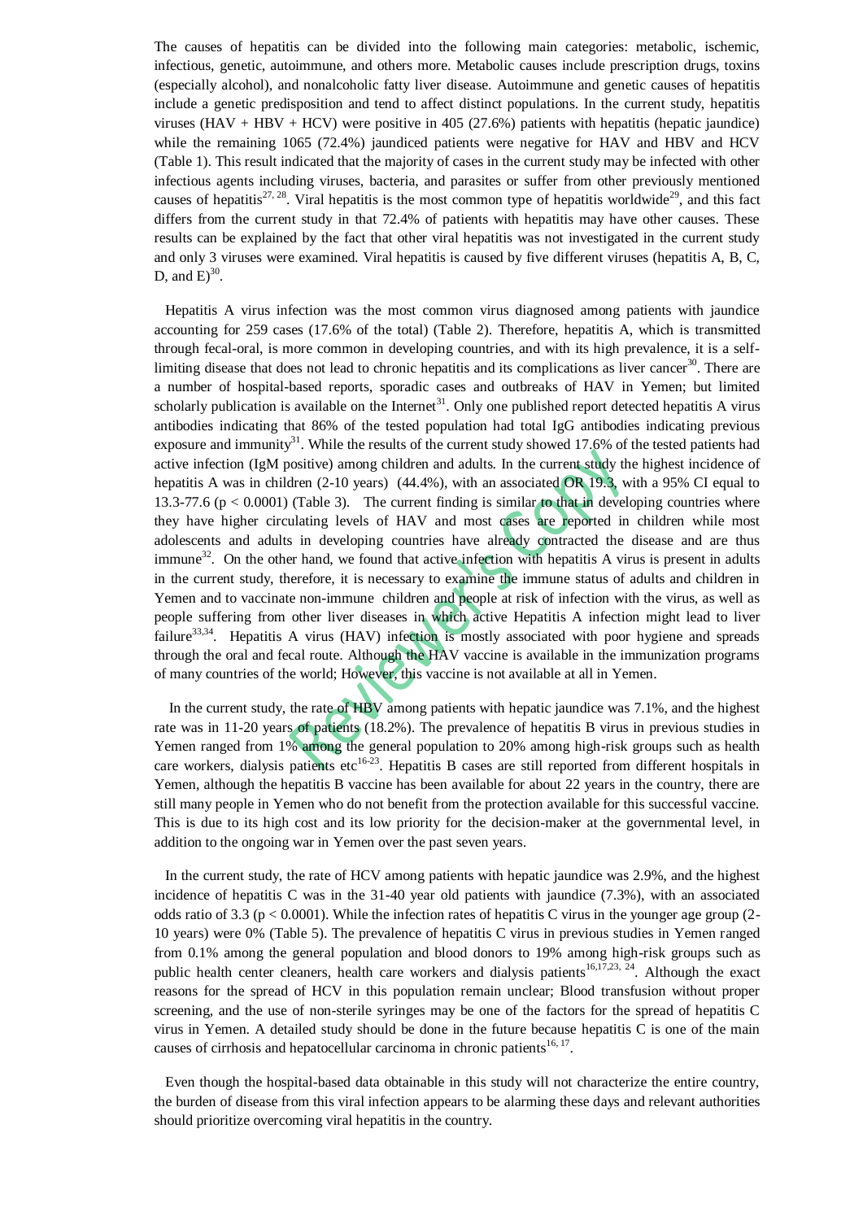The causes of hepatitis can be divided into the following main categories: metabolic, ischemic, infectious, genetic, autoimmune, and others more. Metabolic causes include prescription drugs, toxins (especially alcohol), and nonalcoholic fatty liver disease. Autoimmune and genetic causes of hepatitis include a genetic predisposition and tend to affect distinct populations. In the current study, hepatitis viruses (HAV + HBV + HCV) were positive in 405 (27.6%) patients with hepatitis (hepatic jaundice) while the remaining 1065 (72.4%) jaundiced patients were negative for HAV and HBV and HCV (Table 1). This result indicated that the majority of cases in the current study may be infected with other infectious agents including viruses, bacteria, and parasites or suffer from other previously mentioned causes of hepatitis[27, 28]. Viral hepatitis is the most common type of hepatitis worldwide[29], and this fact differs from the current study in that 72.4% of patients with hepatitis may have other causes. These results can be explained by the fact that other viral hepatitis was not investigated in the current study and only 3 viruses were examined. Viral hepatitis is caused by five different viruses (hepatitis A, B, C, D, and E)[30].

Hepatitis A virus infection was the most common virus diagnosed among patients with jaundice accounting for 259 cases (17.6% of the total) (Table 2). Therefore, hepatitis A, which is transmitted through fecal-oral, is more common in developing countries, and with its high prevalence, it is a self-limiting disease that does not lead to chronic hepatitis and its complications as liver cancer[30]. There are a number of hospital-based reports, sporadic cases and outbreaks of HAV in Yemen; but limited scholarly publication is available on the Internet[31]. Only one published report detected hepatitis A virus antibodies indicating that 86% of the tested population had total IgG antibodies indicating previous exposure and immunity[31]. While the results of the current study showed 17.6% of the tested patients had active infection (IgM positive) among children and adults. In the current study the highest incidence of hepatitis A was in children (2-10 years) (44.4%), with an associated OR 19.3, with a 95% CI equal to 13.3-77.6 ($p < 0.0001$) (Table 3). The current finding is similar to that in developing countries where they have higher circulating levels of HAV and most cases are reported in children while most adolescents and adults in developing countries have already contracted the disease and are thus immune[32]. On the other hand, we found that active infection with hepatitis A virus is present in adults in the current study, therefore, it is necessary to examine the immune status of adults and children in Yemen and to vaccinate non-immune children and people at risk of infection with the virus, as well as people suffering from other liver diseases in which active Hepatitis A infection might lead to liver failure[33,34]. Hepatitis A virus (HAV) infection is mostly associated with poor hygiene and spreads through the oral and fecal route. Although the HAV vaccine is available in the immunization programs of many countries of the world; However, this vaccine is not available at all in Yemen.

In the current study, the rate of HBV among patients with hepatic jaundice was 7.1%, and the highest rate was in 11-20 years of patients (18.2%). The prevalence of hepatitis B virus in previous studies in Yemen ranged from 1% among the general population to 20% among high-risk groups such as health care workers, dialysis patients etc[16-23]. Hepatitis B cases are still reported from different hospitals in Yemen, although the hepatitis B vaccine has been available for about 22 years in the country, there are still many people in Yemen who do not benefit from the protection available for this successful vaccine. This is due to its high cost and its low priority for the decision-maker at the governmental level, in addition to the ongoing war in Yemen over the past seven years.

In the current study, the rate of HCV among patients with hepatic jaundice was 2.9%, and the highest incidence of hepatitis C was in the 31-40 year old patients with jaundice (7.3%), with an associated odds ratio of 3.3 ($p < 0.0001$). While the infection rates of hepatitis C virus in the younger age group (2-10 years) were 0% (Table 5). The prevalence of hepatitis C virus in previous studies in Yemen ranged from 0.1% among the general population and blood donors to 19% among high-risk groups such as public health center cleaners, health care workers and dialysis patients[16,17,23, 24]. Although the exact reasons for the spread of HCV in this population remain unclear; Blood transfusion without proper screening, and the use of non-sterile syringes may be one of the factors for the spread of hepatitis C virus in Yemen. A detailed study should be done in the future because hepatitis C is one of the main causes of cirrhosis and hepatocellular carcinoma in chronic patients[16, 17].

Even though the hospital-based data obtainable in this study will not characterize the entire country, the burden of disease from this viral infection appears to be alarming these days and relevant authorities should prioritize overcoming viral hepatitis in the country.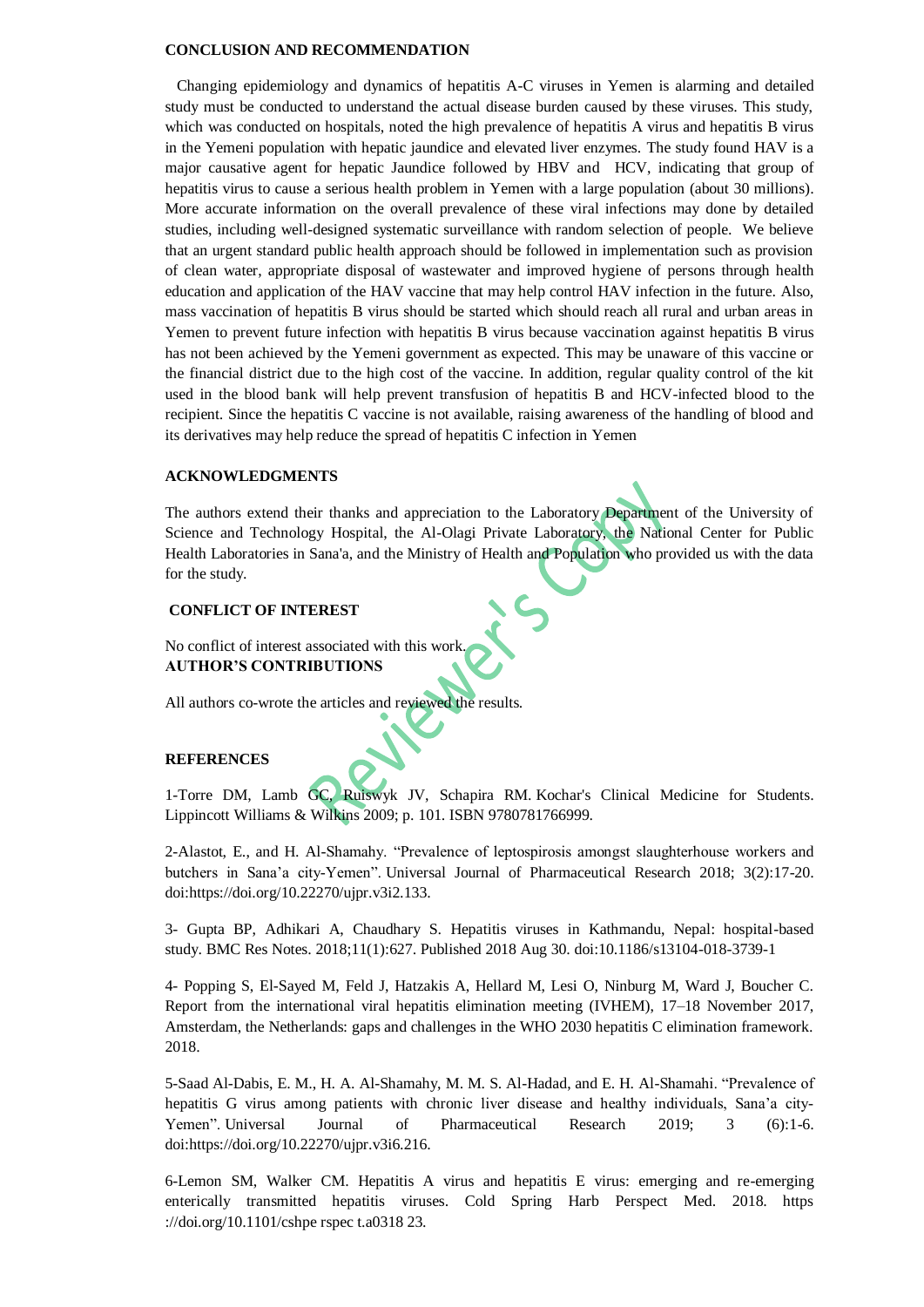## CONCLUSION AND RECOMMENDATION

Changing epidemiology and dynamics of hepatitis A-C viruses in Yemen is alarming and detailed study must be conducted to understand the actual disease burden caused by these viruses. This study, which was conducted on hospitals, noted the high prevalence of hepatitis A virus and hepatitis B virus in the Yemeni population with hepatic jaundice and elevated liver enzymes. The study found HAV is a major causative agent for hepatic Jaundice followed by HBV and HCV, indicating that group of hepatitis virus to cause a serious health problem in Yemen with a large population (about 30 millions). More accurate information on the overall prevalence of these viral infections may done by detailed studies, including well-designed systematic surveillance with random selection of people. We believe that an urgent standard public health approach should be followed in implementation such as provision of clean water, appropriate disposal of wastewater and improved hygiene of persons through health education and application of the HAV vaccine that may help control HAV infection in the future. Also, mass vaccination of hepatitis B virus should be started which should reach all rural and urban areas in Yemen to prevent future infection with hepatitis B virus because vaccination against hepatitis B virus has not been achieved by the Yemeni government as expected. This may be unaware of this vaccine or the financial district due to the high cost of the vaccine. In addition, regular quality control of the kit used in the blood bank will help prevent transfusion of hepatitis B and HCV-infected blood to the recipient. Since the hepatitis C vaccine is not available, raising awareness of the handling of blood and its derivatives may help reduce the spread of hepatitis C infection in Yemen

## ACKNOWLEDGMENTS

The authors extend their thanks and appreciation to the Laboratory Department of the University of Science and Technology Hospital, the Al-Olagi Private Laboratory, the National Center for Public Health Laboratories in Sana'a, and the Ministry of Health and Population who provided us with the data for the study.

## CONFLICT OF INTEREST

No conflict of interest associated with this work.

## AUTHOR'S CONTRIBUTIONS

All authors co-wrote the articles and reviewed the results.

## REFERENCES

1-Torre DM, Lamb GC, Ruiswyk JV, Schapira RM. Kochar's Clinical Medicine for Students. Lippincott Williams & Wilkins 2009; p. 101. ISBN 9780781766999.

2-Alastot, E., and H. Al-Shamahy. "Prevalence of leptospirosis amongst slaughterhouse workers and butchers in Sana'a city-Yemen". Universal Journal of Pharmaceutical Research 2018; 3(2):17-20. doi:https://doi.org/10.22270/ujpr.v3i2.133.

3- Gupta BP, Adhikari A, Chaudhary S. Hepatitis viruses in Kathmandu, Nepal: hospital-based study. BMC Res Notes. 2018;11(1):627. Published 2018 Aug 30. doi:10.1186/s13104-018-3739-1

4- Popping S, El-Sayed M, Feld J, Hatzakis A, Hellard M, Lesi O, Ninburg M, Ward J, Boucher C. Report from the international viral hepatitis elimination meeting (IVHEM), 17–18 November 2017, Amsterdam, the Netherlands: gaps and challenges in the WHO 2030 hepatitis C elimination framework. 2018.

5-Saad Al-Dabis, E. M., H. A. Al-Shamahy, M. M. S. Al-Hadad, and E. H. Al-Shamahi. "Prevalence of hepatitis G virus among patients with chronic liver disease and healthy individuals, Sana'a city-Yemen". Universal Journal of Pharmaceutical Research 2019; 3 (6):1-6. doi:https://doi.org/10.22270/ujpr.v3i6.216.

6-Lemon SM, Walker CM. Hepatitis A virus and hepatitis E virus: emerging and re-emerging enterically transmitted hepatitis viruses. Cold Spring Harb Perspect Med. 2018. https ://doi.org/10.1101/cshpe rspec t.a0318 23.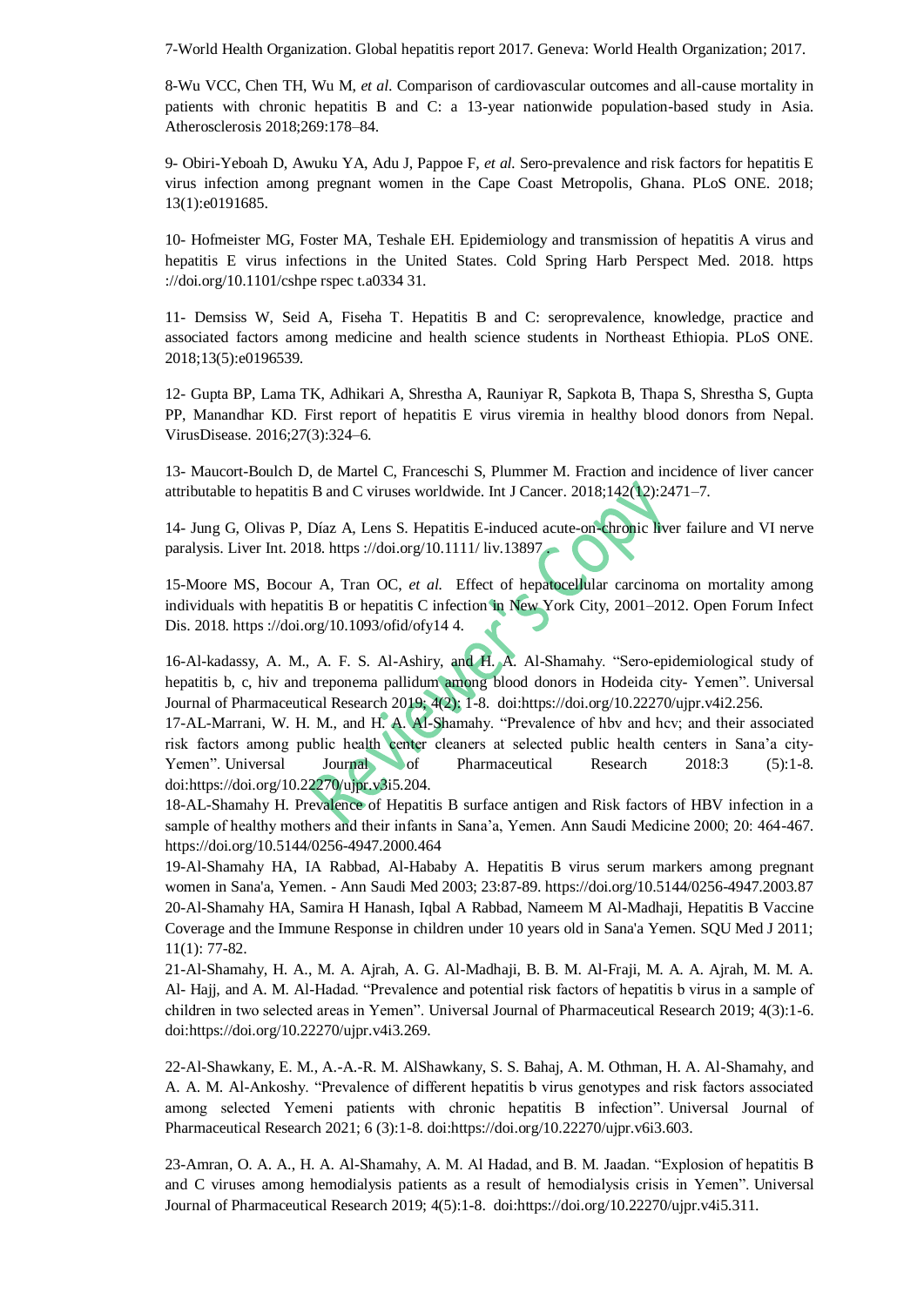7-World Health Organization. Global hepatitis report 2017. Geneva: World Health Organization; 2017.

8-Wu VCC, Chen TH, Wu M, *et al*. Comparison of cardiovascular outcomes and all-cause mortality in patients with chronic hepatitis B and C: a 13-year nationwide population-based study in Asia. Atherosclerosis 2018;269:178–84.

9- Obiri-Yeboah D, Awuku YA, Adu J, Pappoe F, *et al.* Sero-prevalence and risk factors for hepatitis E virus infection among pregnant women in the Cape Coast Metropolis, Ghana. PLoS ONE. 2018; 13(1):e0191685.

10- Hofmeister MG, Foster MA, Teshale EH. Epidemiology and transmission of hepatitis A virus and hepatitis E virus infections in the United States. Cold Spring Harb Perspect Med. 2018. https ://doi.org/10.1101/cshpe rspec t.a0334 31.

11- Demsiss W, Seid A, Fiseha T. Hepatitis B and C: seroprevalence, knowledge, practice and associated factors among medicine and health science students in Northeast Ethiopia. PLoS ONE. 2018;13(5):e0196539.

12- Gupta BP, Lama TK, Adhikari A, Shrestha A, Rauniyar R, Sapkota B, Thapa S, Shrestha S, Gupta PP, Manandhar KD. First report of hepatitis E virus viremia in healthy blood donors from Nepal. VirusDisease. 2016;27(3):324–6.

13- Maucort-Boulch D, de Martel C, Franceschi S, Plummer M. Fraction and incidence of liver cancer attributable to hepatitis B and C viruses worldwide. Int J Cancer. 2018;142(12):2471–7.

14- Jung G, Olivas P, Díaz A, Lens S. Hepatitis E-induced acute-on-chronic liver failure and VI nerve paralysis. Liver Int. 2018. https ://doi.org/10.1111/ liv.13897 .

15-Moore MS, Bocour A, Tran OC, *et al.* Effect of hepatocellular carcinoma on mortality among individuals with hepatitis B or hepatitis C infection in New York City, 2001–2012. Open Forum Infect Dis. 2018. https ://doi.org/10.1093/ofid/ofy14 4.

16-Al-kadassy, A. M., A. F. S. Al-Ashiry, and H. A. Al-Shamahy. "Sero-epidemiological study of hepatitis b, c, hiv and treponema pallidum among blood donors in Hodeida city- Yemen". Universal Journal of Pharmaceutical Research 2019; 4(2): 1-8. doi:https://doi.org/10.22270/ujpr.v4i2.256.

17-AL-Marrani, W. H. M., and H. A. Al-Shamahy. "Prevalence of hbv and hcv; and their associated risk factors among public health center cleaners at selected public health centers in Sana'a city-Yemen". Universal Journal of Pharmaceutical Research 2018:3 (5):1-8. doi:https://doi.org/10.22270/ujpr.v3i5.204.

18-AL-Shamahy H. Prevalence of Hepatitis B surface antigen and Risk factors of HBV infection in a sample of healthy mothers and their infants in Sana'a, Yemen. Ann Saudi Medicine 2000; 20: 464-467. https://doi.org/10.5144/0256-4947.2000.464

19-Al-Shamahy HA, IA Rabbad, Al-Hababy A. Hepatitis B virus serum markers among pregnant women in Sana'a, Yemen. - Ann Saudi Med 2003; 23:87-89. https://doi.org/10.5144/0256-4947.2003.87

20-Al-Shamahy HA, Samira H Hanash, Iqbal A Rabbad, Nameem M Al-Madhaji, Hepatitis B Vaccine Coverage and the Immune Response in children under 10 years old in Sana'a Yemen. SQU Med J 2011; 11(1): 77-82.

21-Al-Shamahy, H. A., M. A. Ajrah, A. G. Al-Madhaji, B. B. M. Al-Fraji, M. A. A. Ajrah, M. M. A. Al- Hajj, and A. M. Al-Hadad. "Prevalence and potential risk factors of hepatitis b virus in a sample of children in two selected areas in Yemen". Universal Journal of Pharmaceutical Research 2019; 4(3):1-6. doi:https://doi.org/10.22270/ujpr.v4i3.269.

22-Al-Shawkany, E. M., A.-A.-R. M. AlShawkany, S. S. Bahaj, A. M. Othman, H. A. Al-Shamahy, and A. A. M. Al-Ankoshy. "Prevalence of different hepatitis b virus genotypes and risk factors associated among selected Yemeni patients with chronic hepatitis B infection". Universal Journal of Pharmaceutical Research 2021; 6 (3):1-8. doi:https://doi.org/10.22270/ujpr.v6i3.603.

23-Amran, O. A. A., H. A. Al-Shamahy, A. M. Al Hadad, and B. M. Jaadan. "Explosion of hepatitis B and C viruses among hemodialysis patients as a result of hemodialysis crisis in Yemen". Universal Journal of Pharmaceutical Research 2019; 4(5):1-8. doi:https://doi.org/10.22270/ujpr.v4i5.311.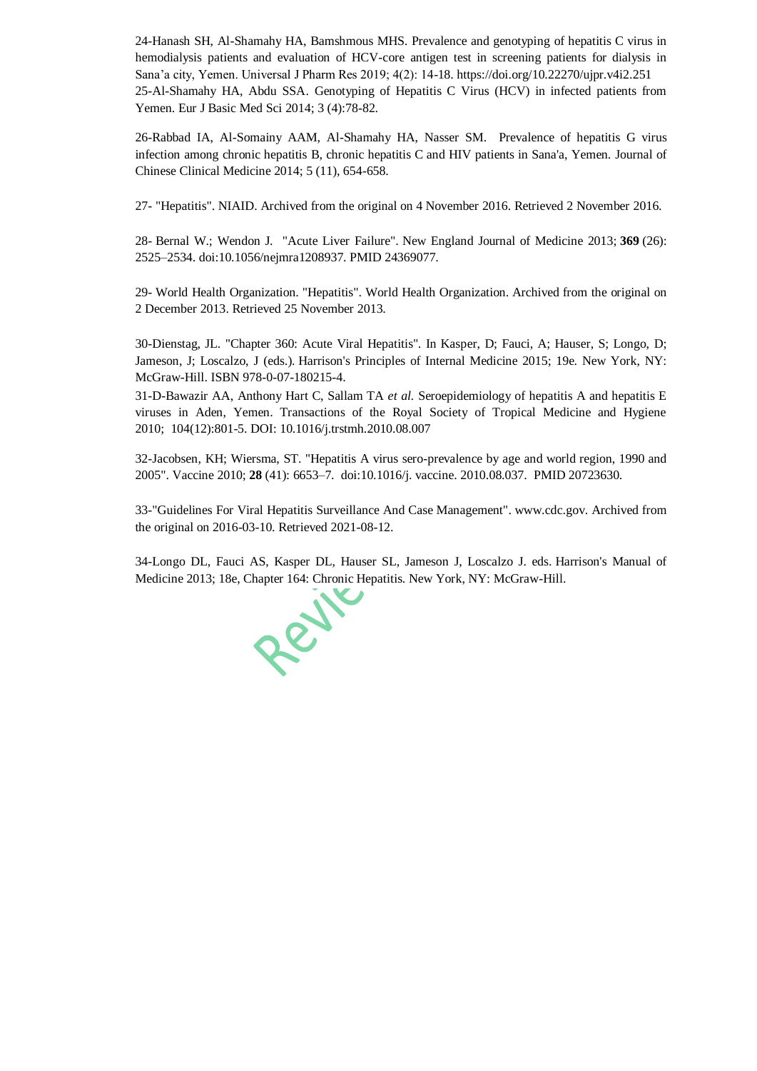24-Hanash SH, Al-Shamahy HA, Bamshmous MHS. Prevalence and genotyping of hepatitis C virus in hemodialysis patients and evaluation of HCV-core antigen test in screening patients for dialysis in Sana'a city, Yemen. Universal J Pharm Res 2019; 4(2): 14-18. https://doi.org/10.22270/ujpr.v4i2.251

25-Al-Shamahy HA, Abdu SSA. Genotyping of Hepatitis C Virus (HCV) in infected patients from Yemen. Eur J Basic Med Sci 2014; 3 (4):78-82.

26-Rabbad IA, Al-Somainy AAM, Al-Shamahy HA, Nasser SM. Prevalence of hepatitis G virus infection among chronic hepatitis B, chronic hepatitis C and HIV patients in Sana'a, Yemen. Journal of Chinese Clinical Medicine 2014; 5 (11), 654-658.

27- "Hepatitis". NIAID. Archived from the original on 4 November 2016. Retrieved 2 November 2016.

28- Bernal W.; Wendon J. "Acute Liver Failure". New England Journal of Medicine 2013; **369** (26): 2525–2534. doi:10.1056/nejmra1208937. PMID 24369077.

29- World Health Organization. "Hepatitis". World Health Organization. Archived from the original on 2 December 2013. Retrieved 25 November 2013.

30-Dienstag, JL. "Chapter 360: Acute Viral Hepatitis". In Kasper, D; Fauci, A; Hauser, S; Longo, D; Jameson, J; Loscalzo, J (eds.). Harrison's Principles of Internal Medicine 2015; 19e. New York, NY: McGraw-Hill. ISBN 978-0-07-180215-4.

31-D-Bawazir AA, Anthony Hart C, Sallam TA *et al.* Seroepidemiology of hepatitis A and hepatitis E viruses in Aden, Yemen. Transactions of the Royal Society of Tropical Medicine and Hygiene 2010; 104(12):801-5. DOI: 10.1016/j.trstmh.2010.08.007

32-Jacobsen, KH; Wiersma, ST. "Hepatitis A virus sero-prevalence by age and world region, 1990 and 2005". Vaccine 2010; **28** (41): 6653–7. doi:10.1016/j. vaccine. 2010.08.037. PMID 20723630.

33-"Guidelines For Viral Hepatitis Surveillance And Case Management". www.cdc.gov. Archived from the original on 2016-03-10. Retrieved 2021-08-12.

34-Longo DL, Fauci AS, Kasper DL, Hauser SL, Jameson J, Loscalzo J. eds. Harrison's Manual of Medicine 2013; 18e, Chapter 164: Chronic Hepatitis. New York, NY: McGraw-Hill.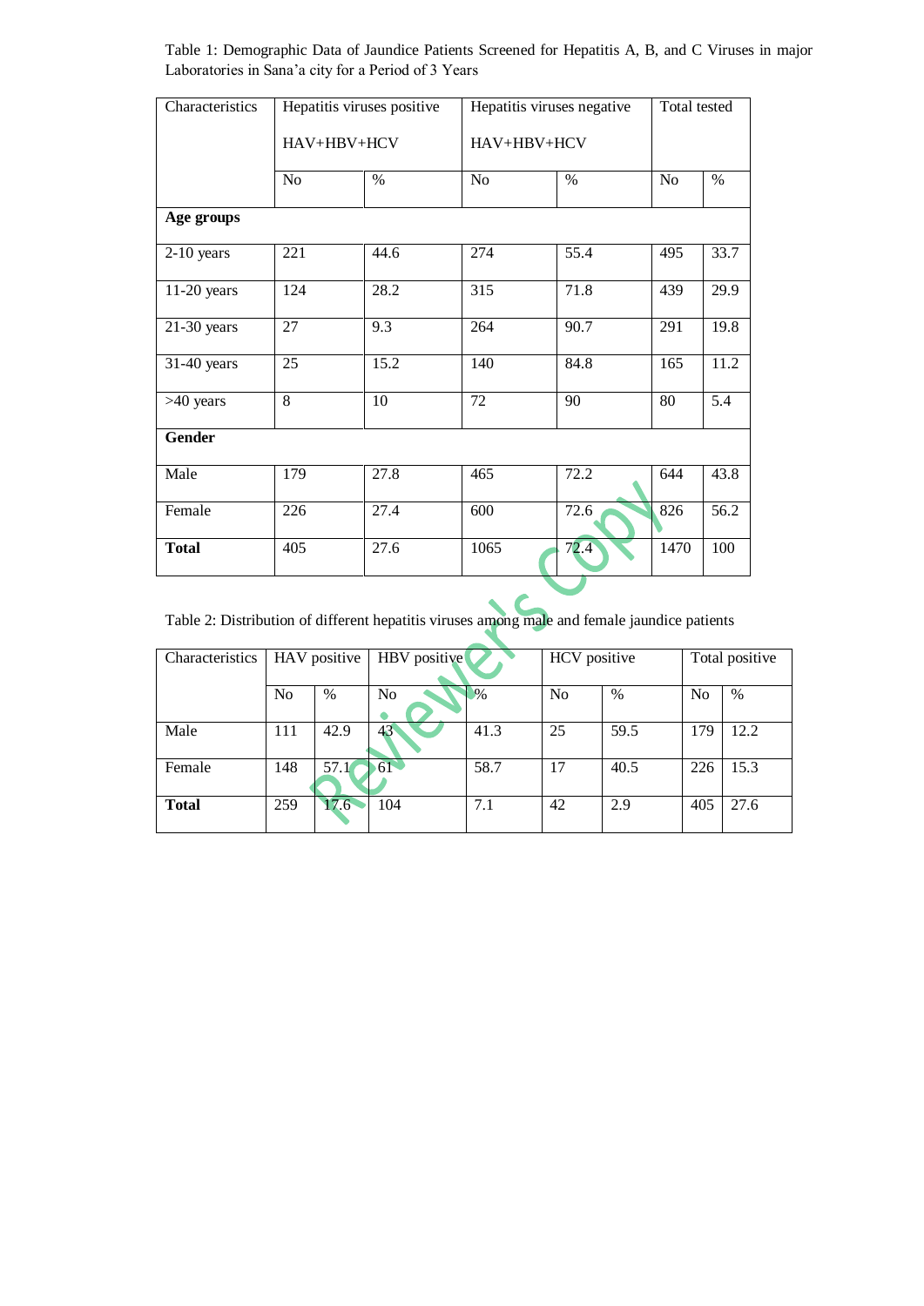Table 1: Demographic Data of Jaundice Patients Screened for Hepatitis A, B, and C Viruses in major Laboratories in Sana'a city for a Period of 3 Years

| Characteristics | Hepatitis viruses positive HAV+HBV+HCV | | Hepatitis viruses negative HAV+HBV+HCV | | Total tested | |
|---|---|---|---|---|---|---|
| | No | % | No | % | No | % |
| **Age groups** | | | | | | |
| 2-10 years | 221 | 44.6 | 274 | 55.4 | 495 | 33.7 |
| 11-20 years | 124 | 28.2 | 315 | 71.8 | 439 | 29.9 |
| 21-30 years | 27 | 9.3 | 264 | 90.7 | 291 | 19.8 |
| 31-40 years | 25 | 15.2 | 140 | 84.8 | 165 | 11.2 |
| >40 years | 8 | 10 | 72 | 90 | 80 | 5.4 |
| **Gender** | | | | | | |
| Male | 179 | 27.8 | 465 | 72.2 | 644 | 43.8 |
| Female | 226 | 27.4 | 600 | 72.6 | 826 | 56.2 |
| **Total** | 405 | 27.6 | 1065 | 72.4 | 1470 | 100 |

Table 2: Distribution of different hepatitis viruses among male and female jaundice patients

| Characteristics | HAV positive | | HBV positive | | HCV positive | | Total positive | |
|---|---|---|---|---|---|---|---|---|
| | No | % | No | % | No | % | No | % |
| Male | 111 | 42.9 | 43 | 41.3 | 25 | 59.5 | 179 | 12.2 |
| Female | 148 | 57.1 | 61 | 58.7 | 17 | 40.5 | 226 | 15.3 |
| **Total** | 259 | 17.6 | 104 | 7.1 | 42 | 2.9 | 405 | 27.6 |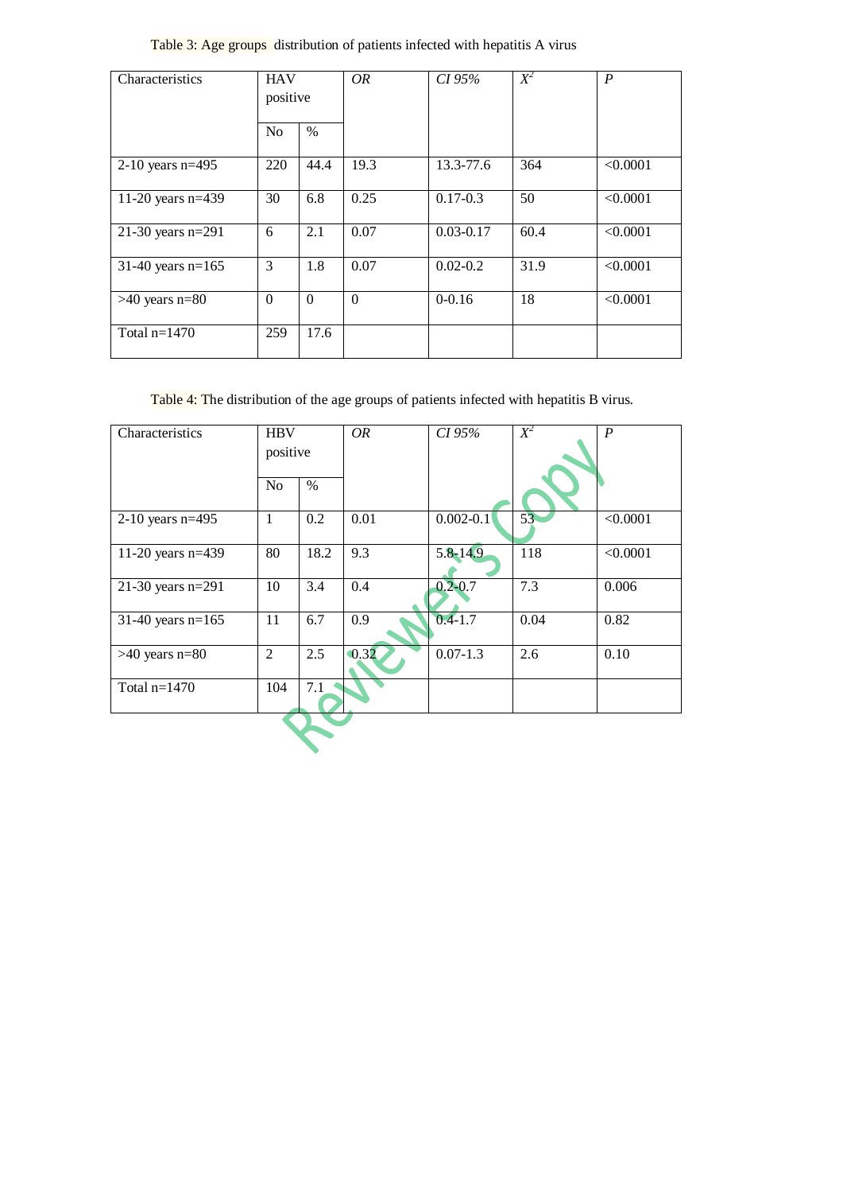Table 3: Age groups distribution of patients infected with hepatitis A virus

| Characteristics | HAV positive | | *OR* | *CI 95%* | $X^2$ | *P* |
|---|---|---|---|---|---|---|
| | No | % | | | | |
| 2-10 years n=495 | 220 | 44.4 | 19.3 | 13.3-77.6 | 364 | <0.0001 |
| 11-20 years n=439 | 30 | 6.8 | 0.25 | 0.17-0.3 | 50 | <0.0001 |
| 21-30 years n=291 | 6 | 2.1 | 0.07 | 0.03-0.17 | 60.4 | <0.0001 |
| 31-40 years n=165 | 3 | 1.8 | 0.07 | 0.02-0.2 | 31.9 | <0.0001 |
| >40 years n=80 | 0 | 0 | 0 | 0-0.16 | 18 | <0.0001 |
| Total n=1470 | 259 | 17.6 | | | | |

Table 4: The distribution of the age groups of patients infected with hepatitis B virus.

| Characteristics | HBV positive | | *OR* | *CI 95%* | $X^2$ | *P* |
|---|---|---|---|---|---|---|
| | No | % | | | | |
| 2-10 years n=495 | 1 | 0.2 | 0.01 | 0.002-0.1 | 53 | <0.0001 |
| 11-20 years n=439 | 80 | 18.2 | 9.3 | 5.8-14.9 | 118 | <0.0001 |
| 21-30 years n=291 | 10 | 3.4 | 0.4 | 0.2-0.7 | 7.3 | 0.006 |
| 31-40 years n=165 | 11 | 6.7 | 0.9 | 0.4-1.7 | 0.04 | 0.82 |
| >40 years n=80 | 2 | 2.5 | 0.32 | 0.07-1.3 | 2.6 | 0.10 |
| Total n=1470 | 104 | 7.1 | | | | |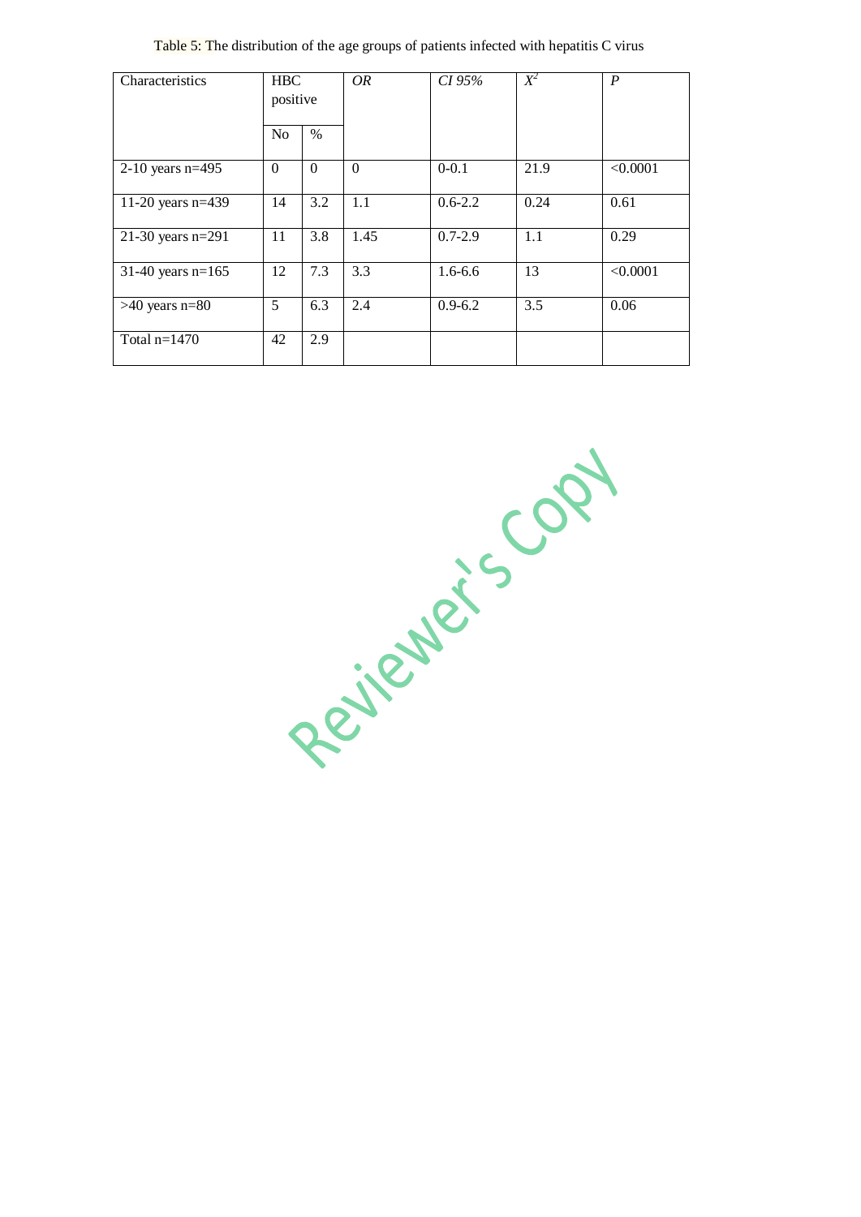Table 5: The distribution of the age groups of patients infected with hepatitis C virus

| Characteristics | HBC positive | | *OR* | *CI 95%* | $X^2$ | *P* |
|---|---|---|---|---|---|---|
| | No | % | | | | |
| 2-10 years n=495 | 0 | 0 | 0 | 0-0.1 | 21.9 | <0.0001 |
| 11-20 years n=439 | 14 | 3.2 | 1.1 | 0.6-2.2 | 0.24 | 0.61 |
| 21-30 years n=291 | 11 | 3.8 | 1.45 | 0.7-2.9 | 1.1 | 0.29 |
| 31-40 years n=165 | 12 | 7.3 | 3.3 | 1.6-6.6 | 13 | <0.0001 |
| >40 years n=80 | 5 | 6.3 | 2.4 | 0.9-6.2 | 3.5 | 0.06 |
| Total n=1470 | 42 | 2.9 | | | | |